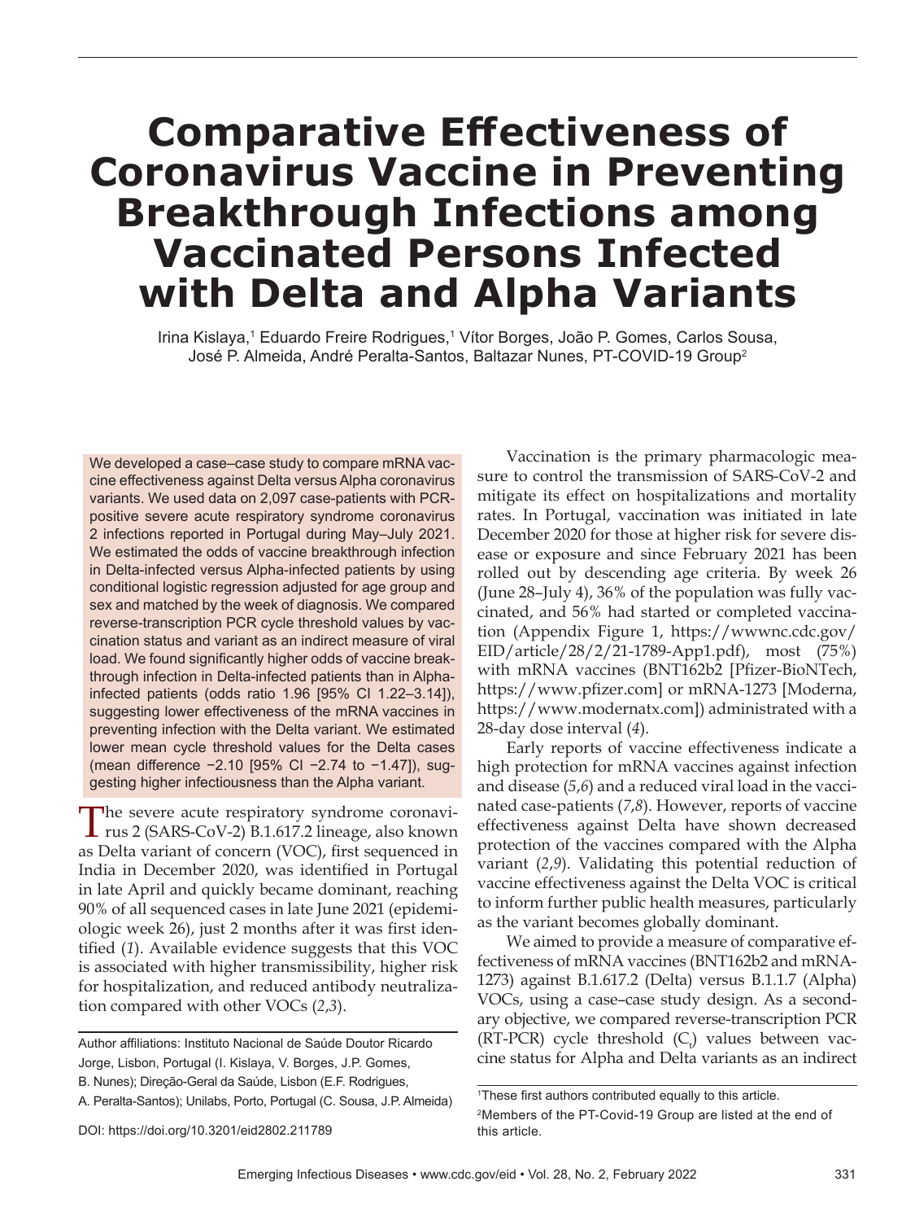# Comparative Effectiveness of Coronavirus Vaccine in Preventing Breakthrough Infections among Vaccinated Persons Infected with Delta and Alpha Variants

Irina Kislaya,[1] Eduardo Freire Rodrigues,[1] Vítor Borges, João P. Gomes, Carlos Sousa, José P. Almeida, André Peralta-Santos, Baltazar Nunes, PT-COVID-19 Group[2]

We developed a case–case study to compare mRNA vaccine effectiveness against Delta versus Alpha coronavirus variants. We used data on 2,097 case-patients with PCR-positive severe acute respiratory syndrome coronavirus 2 infections reported in Portugal during May–July 2021. We estimated the odds of vaccine breakthrough infection in Delta-infected versus Alpha-infected patients by using conditional logistic regression adjusted for age group and sex and matched by the week of diagnosis. We compared reverse-transcription PCR cycle threshold values by vaccination status and variant as an indirect measure of viral load. We found significantly higher odds of vaccine breakthrough infection in Delta-infected patients than in Alpha-infected patients (odds ratio 1.96 [95% CI 1.22–3.14]), suggesting lower effectiveness of the mRNA vaccines in preventing infection with the Delta variant. We estimated lower mean cycle threshold values for the Delta cases (mean difference −2.10 [95% CI −2.74 to −1.47]), suggesting higher infectiousness than the Alpha variant.

The severe acute respiratory syndrome coronavirus 2 (SARS-CoV-2) B.1.617.2 lineage, also known as Delta variant of concern (VOC), first sequenced in India in December 2020, was identified in Portugal in late April and quickly became dominant, reaching 90% of all sequenced cases in late June 2021 (epidemiologic week 26), just 2 months after it was first identified (*1*). Available evidence suggests that this VOC is associated with higher transmissibility, higher risk for hospitalization, and reduced antibody neutralization compared with other VOCs (*2*,*3*).

Vaccination is the primary pharmacologic measure to control the transmission of SARS-CoV-2 and mitigate its effect on hospitalizations and mortality rates. In Portugal, vaccination was initiated in late December 2020 for those at higher risk for severe disease or exposure and since February 2021 has been rolled out by descending age criteria. By week 26 (June 28–July 4), 36% of the population was fully vaccinated, and 56% had started or completed vaccination (Appendix Figure 1, https://wwwnc.cdc.gov/EID/article/28/2/21-1789-App1.pdf), most (75%) with mRNA vaccines (BNT162b2 [Pfizer-BioNTech, https://www.pfizer.com] or mRNA-1273 [Moderna, https://www.modernatx.com]) administrated with a 28-day dose interval (*4*).

Early reports of vaccine effectiveness indicate a high protection for mRNA vaccines against infection and disease (*5*,*6*) and a reduced viral load in the vaccinated case-patients (*7*,*8*). However, reports of vaccine effectiveness against Delta have shown decreased protection of the vaccines compared with the Alpha variant (*2*,*9*). Validating this potential reduction of vaccine effectiveness against the Delta VOC is critical to inform further public health measures, particularly as the variant becomes globally dominant.

We aimed to provide a measure of comparative effectiveness of mRNA vaccines (BNT162b2 and mRNA-1273) against B.1.617.2 (Delta) versus B.1.1.7 (Alpha) VOCs, using a case–case study design. As a secondary objective, we compared reverse-transcription PCR (RT-PCR) cycle threshold ($C_t$) values between vaccine status for Alpha and Delta variants as an indirect

Author affiliations: Instituto Nacional de Saúde Doutor Ricardo Jorge, Lisbon, Portugal (I. Kislaya, V. Borges, J.P. Gomes, B. Nunes); Direção-Geral da Saúde, Lisbon (E.F. Rodrigues, A. Peralta-Santos); Unilabs, Porto, Portugal (C. Sousa, J.P. Almeida)

DOI: https://doi.org/10.3201/eid2802.211789

[1]These first authors contributed equally to this article.

[2]Members of the PT-Covid-19 Group are listed at the end of this article.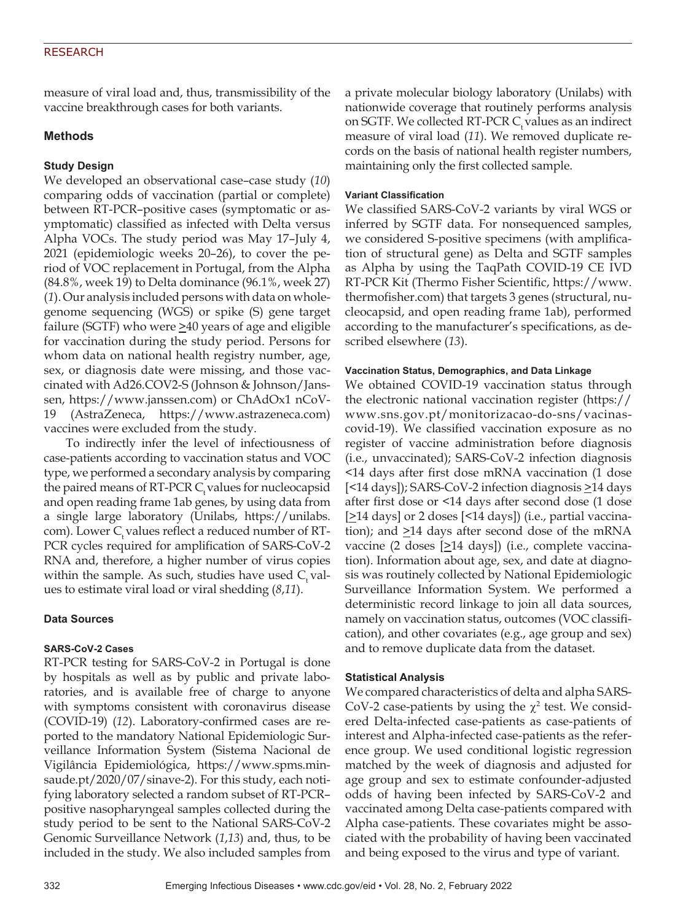measure of viral load and, thus, transmissibility of the vaccine breakthrough cases for both variants.

## Methods

### Study Design

We developed an observational case–case study (*10*) comparing odds of vaccination (partial or complete) between RT-PCR–positive cases (symptomatic or asymptomatic) classified as infected with Delta versus Alpha VOCs. The study period was May 17–July 4, 2021 (epidemiologic weeks 20–26), to cover the period of VOC replacement in Portugal, from the Alpha (84.8%, week 19) to Delta dominance (96.1%, week 27) (*1*). Our analysis included persons with data on whole-genome sequencing (WGS) or spike (S) gene target failure (SGTF) who were ≥40 years of age and eligible for vaccination during the study period. Persons for whom data on national health registry number, age, sex, or diagnosis date were missing, and those vaccinated with Ad26.COV2-S (Johnson & Johnson/Janssen, https://www.janssen.com) or ChAdOx1 nCoV-19 (AstraZeneca, https://www.astrazeneca.com) vaccines were excluded from the study.

To indirectly infer the level of infectiousness of case-patients according to vaccination status and VOC type, we performed a secondary analysis by comparing the paired means of RT-PCR $C_t$ values for nucleocapsid and open reading frame 1ab genes, by using data from a single large laboratory (Unilabs, https://unilabs.com). Lower $C_t$ values reflect a reduced number of RT-PCR cycles required for amplification of SARS-CoV-2 RNA and, therefore, a higher number of virus copies within the sample. As such, studies have used $C_t$ values to estimate viral load or viral shedding (*8*,*11*).

### Data Sources

#### SARS-CoV-2 Cases

RT-PCR testing for SARS-CoV-2 in Portugal is done by hospitals as well as by public and private laboratories, and is available free of charge to anyone with symptoms consistent with coronavirus disease (COVID-19) (*12*). Laboratory-confirmed cases are reported to the mandatory National Epidemiologic Surveillance Information System (Sistema Nacional de Vigilância Epidemiológica, https://www.spms.min-saude.pt/2020/07/sinave-2). For this study, each notifying laboratory selected a random subset of RT-PCR–positive nasopharyngeal samples collected during the study period to be sent to the National SARS-CoV-2 Genomic Surveillance Network (*1*,*13*) and, thus, to be included in the study. We also included samples from a private molecular biology laboratory (Unilabs) with nationwide coverage that routinely performs analysis on SGTF. We collected RT-PCR $C_t$ values as an indirect measure of viral load (*11*). We removed duplicate records on the basis of national health register numbers, maintaining only the first collected sample.

#### Variant Classification

We classified SARS-CoV-2 variants by viral WGS or inferred by SGTF data. For nonsequenced samples, we considered S-positive specimens (with amplification of structural gene) as Delta and SGTF samples as Alpha by using the TaqPath COVID-19 CE IVD RT-PCR Kit (Thermo Fisher Scientific, https://www.thermofisher.com) that targets 3 genes (structural, nucleocapsid, and open reading frame 1ab), performed according to the manufacturer's specifications, as described elsewhere (*13*).

#### Vaccination Status, Demographics, and Data Linkage

We obtained COVID-19 vaccination status through the electronic national vaccination register (https://www.sns.gov.pt/monitorizacao-do-sns/vacinas-covid-19). We classified vaccination exposure as no register of vaccine administration before diagnosis (i.e., unvaccinated); SARS-CoV-2 infection diagnosis <14 days after first dose mRNA vaccination (1 dose [<14 days]); SARS-CoV-2 infection diagnosis ≥14 days after first dose or <14 days after second dose (1 dose [≥14 days] or 2 doses [<14 days]) (i.e., partial vaccination); and ≥14 days after second dose of the mRNA vaccine (2 doses [≥14 days]) (i.e., complete vaccination). Information about age, sex, and date at diagnosis was routinely collected by National Epidemiologic Surveillance Information System. We performed a deterministic record linkage to join all data sources, namely on vaccination status, outcomes (VOC classification), and other covariates (e.g., age group and sex) and to remove duplicate data from the dataset.

### Statistical Analysis

We compared characteristics of delta and alpha SARS-CoV-2 case-patients by using the $\chi^2$ test. We considered Delta-infected case-patients as case-patients of interest and Alpha-infected case-patients as the reference group. We used conditional logistic regression matched by the week of diagnosis and adjusted for age group and sex to estimate confounder-adjusted odds of having been infected by SARS-CoV-2 and vaccinated among Delta case-patients compared with Alpha case-patients. These covariates might be associated with the probability of having been vaccinated and being exposed to the virus and type of variant.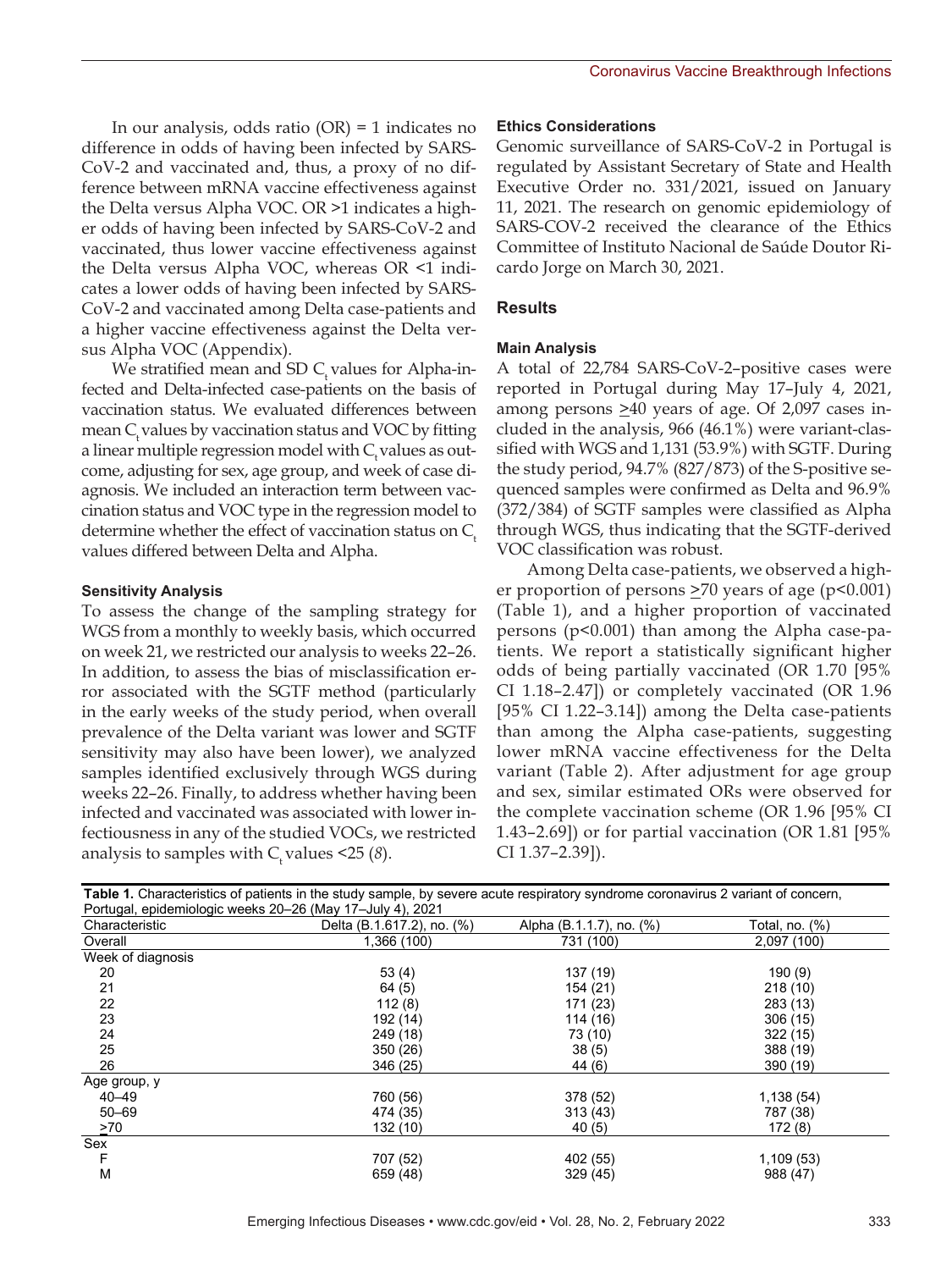In our analysis, odds ratio (OR) = 1 indicates no difference in odds of having been infected by SARS-CoV-2 and vaccinated and, thus, a proxy of no difference between mRNA vaccine effectiveness against the Delta versus Alpha VOC. OR >1 indicates a higher odds of having been infected by SARS-CoV-2 and vaccinated, thus lower vaccine effectiveness against the Delta versus Alpha VOC, whereas OR <1 indicates a lower odds of having been infected by SARS-CoV-2 and vaccinated among Delta case-patients and a higher vaccine effectiveness against the Delta versus Alpha VOC (Appendix).

We stratified mean and SD $C_t$ values for Alpha-infected and Delta-infected case-patients on the basis of vaccination status. We evaluated differences between mean $C_t$ values by vaccination status and VOC by fitting a linear multiple regression model with $C_t$ values as outcome, adjusting for sex, age group, and week of case diagnosis. We included an interaction term between vaccination status and VOC type in the regression model to determine whether the effect of vaccination status on $C_t$ values differed between Delta and Alpha.

#### Sensitivity Analysis

To assess the change of the sampling strategy for WGS from a monthly to weekly basis, which occurred on week 21, we restricted our analysis to weeks 22–26. In addition, to assess the bias of misclassification error associated with the SGTF method (particularly in the early weeks of the study period, when overall prevalence of the Delta variant was lower and SGTF sensitivity may also have been lower), we analyzed samples identified exclusively through WGS during weeks 22–26. Finally, to address whether having been infected and vaccinated was associated with lower infectiousness in any of the studied VOCs, we restricted analysis to samples with $C_t$ values <25 (*8*).

#### Ethics Considerations

Genomic surveillance of SARS-CoV-2 in Portugal is regulated by Assistant Secretary of State and Health Executive Order no. 331/2021, issued on January 11, 2021. The research on genomic epidemiology of SARS-COV-2 received the clearance of the Ethics Committee of Instituto Nacional de Saúde Doutor Ricardo Jorge on March 30, 2021.

## Results

#### Main Analysis

A total of 22,784 SARS-CoV-2–positive cases were reported in Portugal during May 17–July 4, 2021, among persons ≥40 years of age. Of 2,097 cases included in the analysis, 966 (46.1%) were variant-classified with WGS and 1,131 (53.9%) with SGTF. During the study period, 94.7% (827/873) of the S-positive sequenced samples were confirmed as Delta and 96.9% (372/384) of SGTF samples were classified as Alpha through WGS, thus indicating that the SGTF-derived VOC classification was robust.

Among Delta case-patients, we observed a higher proportion of persons ≥70 years of age ($p<0.001$) (Table 1), and a higher proportion of vaccinated persons ($p<0.001$) than among the Alpha case-patients. We report a statistically significant higher odds of being partially vaccinated (OR 1.70 [95% CI 1.18–2.47]) or completely vaccinated (OR 1.96 [95% CI 1.22–3.14]) among the Delta case-patients than among the Alpha case-patients, suggesting lower mRNA vaccine effectiveness for the Delta variant (Table 2). After adjustment for age group and sex, similar estimated ORs were observed for the complete vaccination scheme (OR 1.96 [95% CI 1.43–2.69]) or for partial vaccination (OR 1.81 [95% CI 1.37–2.39]).

**Table 1.** Characteristics of patients in the study sample, by severe acute respiratory syndrome coronavirus 2 variant of concern, Portugal, epidemiologic weeks 20–26 (May 17–July 4), 2021

| Characteristic | Delta (B.1.617.2), no. (%) | Alpha (B.1.1.7), no. (%) | Total, no. (%) |
|---|---|---|---|
| Overall | 1,366 (100) | 731 (100) | 2,097 (100) |
| Week of diagnosis | | | |
| 20 | 53 (4) | 137 (19) | 190 (9) |
| 21 | 64 (5) | 154 (21) | 218 (10) |
| 22 | 112 (8) | 171 (23) | 283 (13) |
| 23 | 192 (14) | 114 (16) | 306 (15) |
| 24 | 249 (18) | 73 (10) | 322 (15) |
| 25 | 350 (26) | 38 (5) | 388 (19) |
| 26 | 346 (25) | 44 (6) | 390 (19) |
| Age group, y | | | |
| 40–49 | 760 (56) | 378 (52) | 1,138 (54) |
| 50–69 | 474 (35) | 313 (43) | 787 (38) |
| ≥70 | 132 (10) | 40 (5) | 172 (8) |
| Sex | | | |
| F | 707 (52) | 402 (55) | 1,109 (53) |
| M | 659 (48) | 329 (45) | 988 (47) |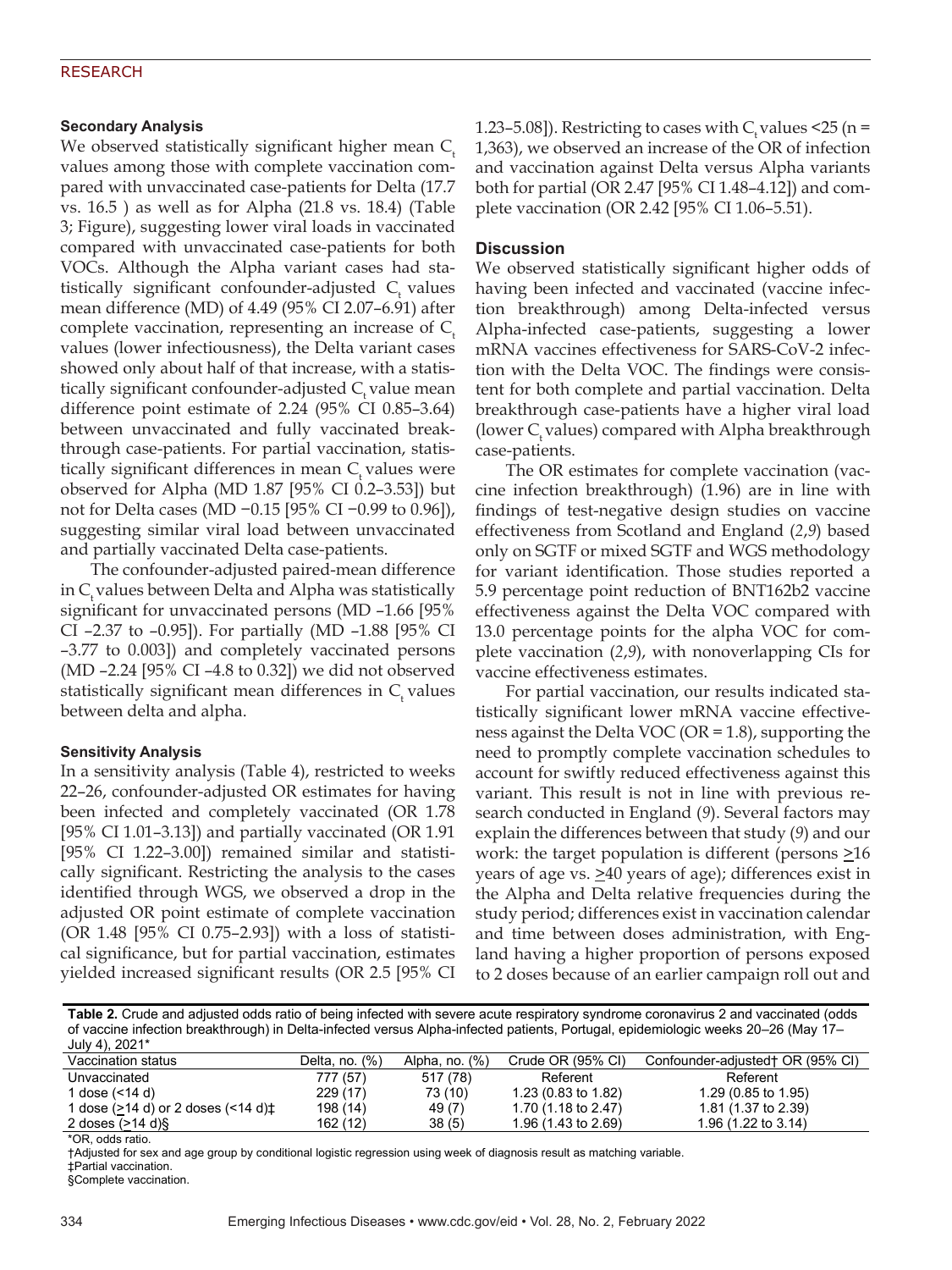### Secondary Analysis

We observed statistically significant higher mean $C_t$ values among those with complete vaccination compared with unvaccinated case-patients for Delta (17.7 vs. 16.5 ) as well as for Alpha (21.8 vs. 18.4) (Table 3; Figure), suggesting lower viral loads in vaccinated compared with unvaccinated case-patients for both VOCs. Although the Alpha variant cases had statistically significant confounder-adjusted $C_t$ values mean difference (MD) of 4.49 (95% CI 2.07–6.91) after complete vaccination, representing an increase of $C_t$ values (lower infectiousness), the Delta variant cases showed only about half of that increase, with a statistically significant confounder-adjusted $C_t$ value mean difference point estimate of 2.24 (95% CI 0.85–3.64) between unvaccinated and fully vaccinated breakthrough case-patients. For partial vaccination, statistically significant differences in mean $C_t$ values were observed for Alpha (MD 1.87 [95% CI 0.2–3.53]) but not for Delta cases (MD −0.15 [95% CI −0.99 to 0.96]), suggesting similar viral load between unvaccinated and partially vaccinated Delta case-patients.

The confounder-adjusted paired-mean difference in $C_t$ values between Delta and Alpha was statistically significant for unvaccinated persons (MD –1.66 [95% CI –2.37 to –0.95]). For partially (MD –1.88 [95% CI –3.77 to 0.003]) and completely vaccinated persons (MD –2.24 [95% CI –4.8 to 0.32]) we did not observed statistically significant mean differences in $C_t$ values between delta and alpha.

### Sensitivity Analysis

In a sensitivity analysis (Table 4), restricted to weeks 22–26, confounder-adjusted OR estimates for having been infected and completely vaccinated (OR 1.78 [95% CI 1.01–3.13]) and partially vaccinated (OR 1.91 [95% CI 1.22–3.00]) remained similar and statistically significant. Restricting the analysis to the cases identified through WGS, we observed a drop in the adjusted OR point estimate of complete vaccination (OR 1.48 [95% CI 0.75–2.93]) with a loss of statistical significance, but for partial vaccination, estimates yielded increased significant results (OR 2.5 [95% CI 1.23–5.08]). Restricting to cases with $C_t$ values <25 (n = 1,363), we observed an increase of the OR of infection and vaccination against Delta versus Alpha variants both for partial (OR 2.47 [95% CI 1.48–4.12]) and complete vaccination (OR 2.42 [95% CI 1.06–5.51).

## Discussion

We observed statistically significant higher odds of having been infected and vaccinated (vaccine infection breakthrough) among Delta-infected versus Alpha-infected case-patients, suggesting a lower mRNA vaccines effectiveness for SARS-CoV-2 infection with the Delta VOC. The findings were consistent for both complete and partial vaccination. Delta breakthrough case-patients have a higher viral load (lower $C_t$ values) compared with Alpha breakthrough case-patients.

The OR estimates for complete vaccination (vaccine infection breakthrough) (1.96) are in line with findings of test-negative design studies on vaccine effectiveness from Scotland and England (*2*,*9*) based only on SGTF or mixed SGTF and WGS methodology for variant identification. Those studies reported a 5.9 percentage point reduction of BNT162b2 vaccine effectiveness against the Delta VOC compared with 13.0 percentage points for the alpha VOC for complete vaccination (*2*,*9*), with nonoverlapping CIs for vaccine effectiveness estimates.

For partial vaccination, our results indicated statistically significant lower mRNA vaccine effectiveness against the Delta VOC (OR = 1.8), supporting the need to promptly complete vaccination schedules to account for swiftly reduced effectiveness against this variant. This result is not in line with previous research conducted in England (*9*). Several factors may explain the differences between that study (*9*) and our work: the target population is different (persons ≥16 years of age vs. ≥40 years of age); differences exist in the Alpha and Delta relative frequencies during the study period; differences exist in vaccination calendar and time between doses administration, with England having a higher proportion of persons exposed to 2 doses because of an earlier campaign roll out and

**Table 2.** Crude and adjusted odds ratio of being infected with severe acute respiratory syndrome coronavirus 2 and vaccinated (odds of vaccine infection breakthrough) in Delta-infected versus Alpha-infected patients, Portugal, epidemiologic weeks 20–26 (May 17–July 4), 2021*

| Vaccination status | Delta, no. (%) | Alpha, no. (%) | Crude OR (95% CI) | Confounder-adjusted† OR (95% CI) |
|---|---|---|---|---|
| Unvaccinated | 777 (57) | 517 (78) | Referent | Referent |
| 1 dose (<14 d) | 229 (17) | 73 (10) | 1.23 (0.83 to 1.82) | 1.29 (0.85 to 1.95) |
| 1 dose (≥14 d) or 2 doses (<14 d)‡ | 198 (14) | 49 (7) | 1.70 (1.18 to 2.47) | 1.81 (1.37 to 2.39) |
| 2 doses (≥14 d)§ | 162 (12) | 38 (5) | 1.96 (1.43 to 2.69) | 1.96 (1.22 to 3.14) |

*OR, odds ratio.
†Adjusted for sex and age group by conditional logistic regression using week of diagnosis result as matching variable.
‡Partial vaccination.
§Complete vaccination.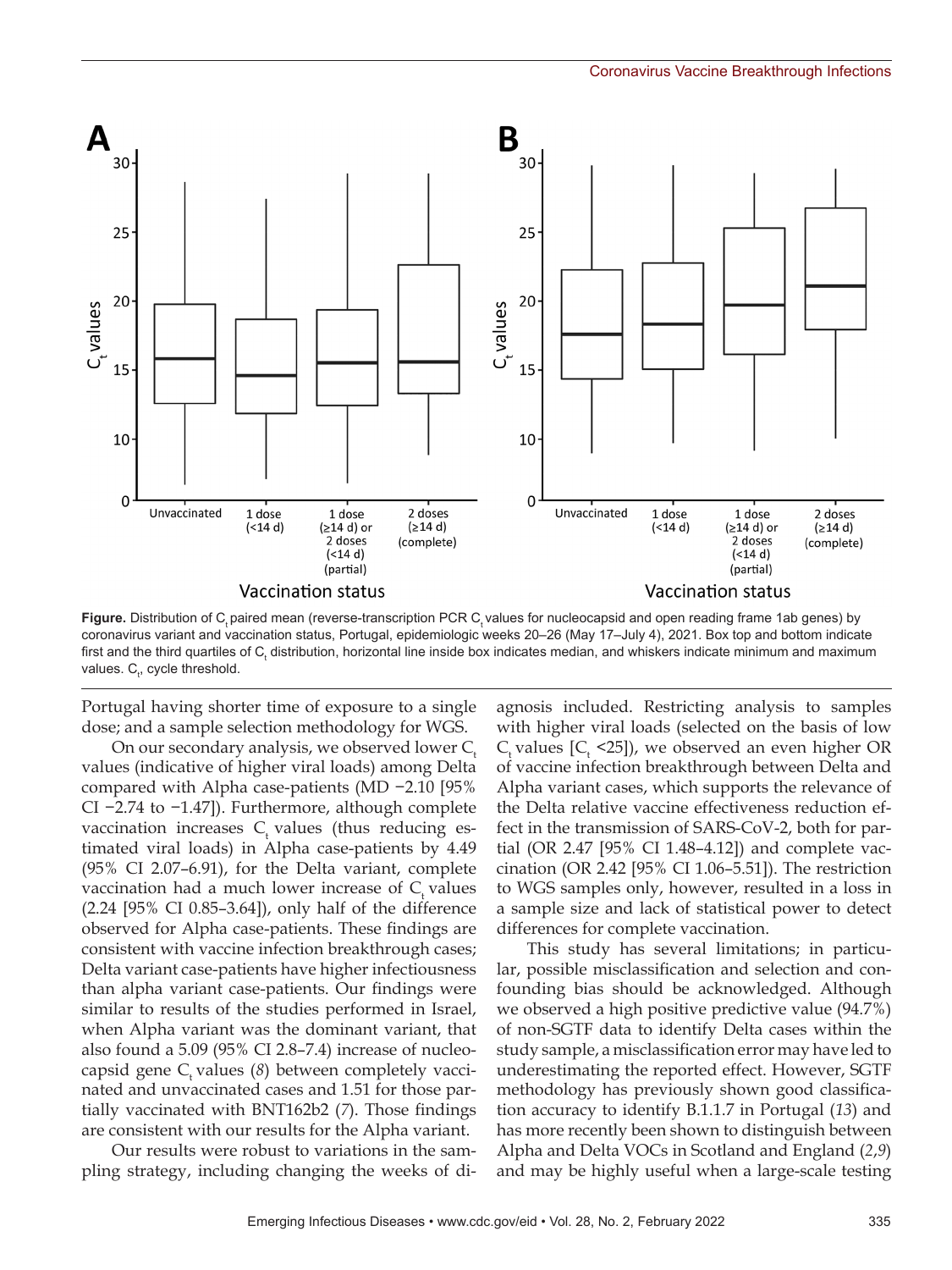**Figure.** Distribution of $C_t$ paired mean (reverse-transcription PCR $C_t$ values for nucleocapsid and open reading frame 1ab genes) by coronavirus variant and vaccination status, Portugal, epidemiologic weeks 20–26 (May 17–July 4), 2021. Box top and bottom indicate first and the third quartiles of $C_t$ distribution, horizontal line inside box indicates median, and whiskers indicate minimum and maximum values. $C_t$, cycle threshold.

Portugal having shorter time of exposure to a single dose; and a sample selection methodology for WGS.

On our secondary analysis, we observed lower $C_t$ values (indicative of higher viral loads) among Delta compared with Alpha case-patients (MD −2.10 [95% CI −2.74 to −1.47]). Furthermore, although complete vaccination increases $C_t$ values (thus reducing estimated viral loads) in Alpha case-patients by 4.49 (95% CI 2.07–6.91), for the Delta variant, complete vaccination had a much lower increase of $C_t$ values (2.24 [95% CI 0.85–3.64]), only half of the difference observed for Alpha case-patients. These findings are consistent with vaccine infection breakthrough cases; Delta variant case-patients have higher infectiousness than alpha variant case-patients. Our findings were similar to results of the studies performed in Israel, when Alpha variant was the dominant variant, that also found a 5.09 (95% CI 2.8–7.4) increase of nucleocapsid gene $C_t$ values (*8*) between completely vaccinated and unvaccinated cases and 1.51 for those partially vaccinated with BNT162b2 (*7*). Those findings are consistent with our results for the Alpha variant.

Our results were robust to variations in the sampling strategy, including changing the weeks of diagnosis included. Restricting analysis to samples with higher viral loads (selected on the basis of low $C_t$ values [$C_t$ <25]), we observed an even higher OR of vaccine infection breakthrough between Delta and Alpha variant cases, which supports the relevance of the Delta relative vaccine effectiveness reduction effect in the transmission of SARS-CoV-2, both for partial (OR 2.47 [95% CI 1.48–4.12]) and complete vaccination (OR 2.42 [95% CI 1.06–5.51]). The restriction to WGS samples only, however, resulted in a loss in a sample size and lack of statistical power to detect differences for complete vaccination.

This study has several limitations; in particular, possible misclassification and selection and confounding bias should be acknowledged. Although we observed a high positive predictive value (94.7%) of non-SGTF data to identify Delta cases within the study sample, a misclassification error may have led to underestimating the reported effect. However, SGTF methodology has previously shown good classification accuracy to identify B.1.1.7 in Portugal (*13*) and has more recently been shown to distinguish between Alpha and Delta VOCs in Scotland and England (*2*,*9*) and may be highly useful when a large-scale testing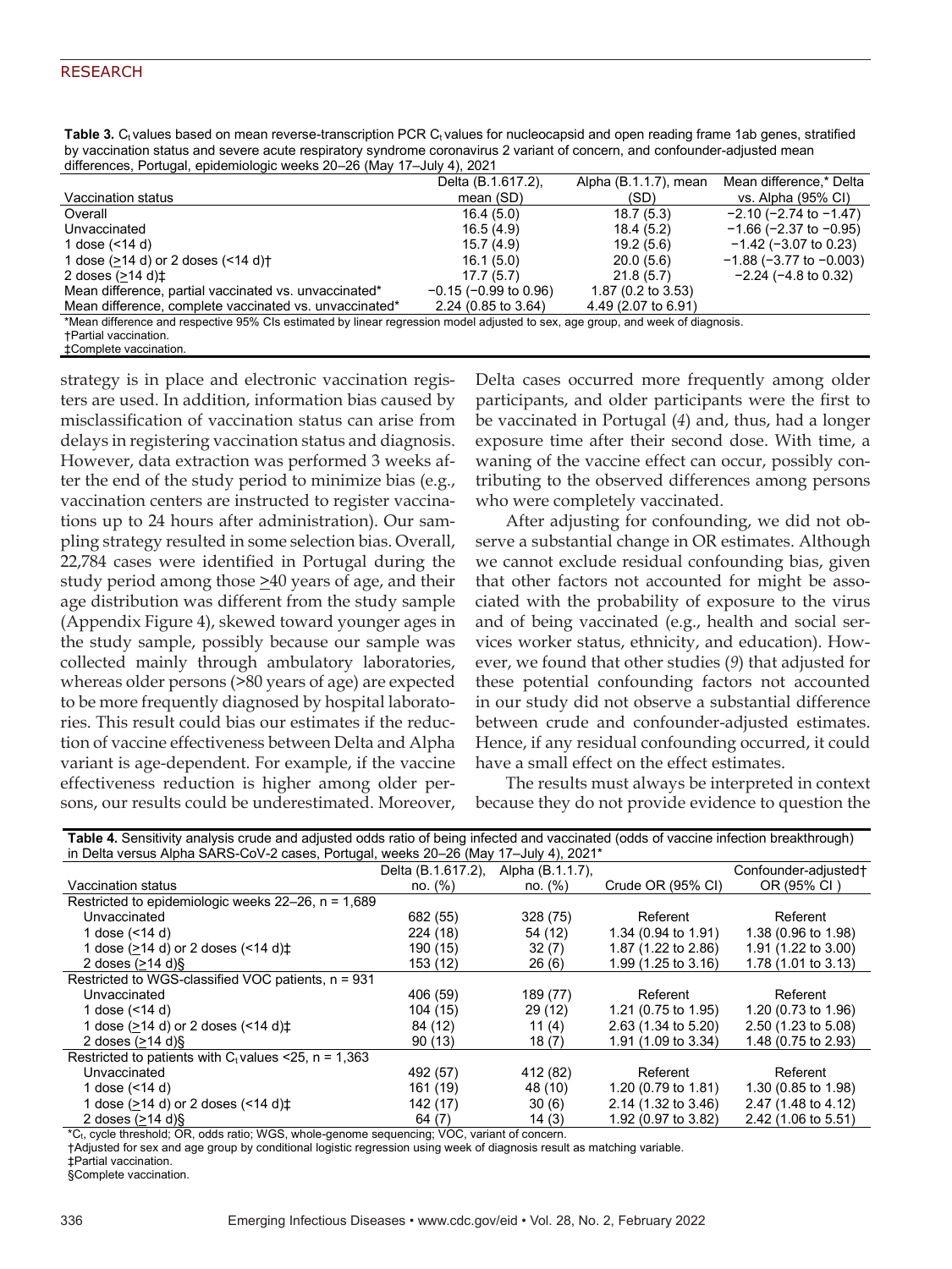**Table 3.** $C_t$ values based on mean reverse-transcription PCR $C_t$ values for nucleocapsid and open reading frame 1ab genes, stratified by vaccination status and severe acute respiratory syndrome coronavirus 2 variant of concern, and confounder-adjusted mean differences, Portugal, epidemiologic weeks 20–26 (May 17–July 4), 2021

| Vaccination status | Delta (B.1.617.2), mean (SD) | Alpha (B.1.1.7), mean (SD) | Mean difference,* Delta vs. Alpha (95% CI) |
|---|---|---|---|
| Overall | 16.4 (5.0) | 18.7 (5.3) | −2.10 (−2.74 to −1.47) |
| Unvaccinated | 16.5 (4.9) | 18.4 (5.2) | −1.66 (−2.37 to −0.95) |
| 1 dose (<14 d) | 15.7 (4.9) | 19.2 (5.6) | −1.42 (−3.07 to 0.23) |
| 1 dose (≥14 d) or 2 doses (<14 d)† | 16.1 (5.0) | 20.0 (5.6) | −1.88 (−3.77 to −0.003) |
| 2 doses (≥14 d)‡ | 17.7 (5.7) | 21.8 (5.7) | −2.24 (−4.8 to 0.32) |
| Mean difference, partial vaccinated vs. unvaccinated* | −0.15 (−0.99 to 0.96) | 1.87 (0.2 to 3.53) | |
| Mean difference, complete vaccinated vs. unvaccinated* | 2.24 (0.85 to 3.64) | 4.49 (2.07 to 6.91) | |

*Mean difference and respective 95% CIs estimated by linear regression model adjusted to sex, age group, and week of diagnosis.
†Partial vaccination.
‡Complete vaccination.

strategy is in place and electronic vaccination registers are used. In addition, information bias caused by misclassification of vaccination status can arise from delays in registering vaccination status and diagnosis. However, data extraction was performed 3 weeks after the end of the study period to minimize bias (e.g., vaccination centers are instructed to register vaccinations up to 24 hours after administration). Our sampling strategy resulted in some selection bias. Overall, 22,784 cases were identified in Portugal during the study period among those ≥40 years of age, and their age distribution was different from the study sample (Appendix Figure 4), skewed toward younger ages in the study sample, possibly because our sample was collected mainly through ambulatory laboratories, whereas older persons (>80 years of age) are expected to be more frequently diagnosed by hospital laboratories. This result could bias our estimates if the reduction of vaccine effectiveness between Delta and Alpha variant is age-dependent. For example, if the vaccine effectiveness reduction is higher among older persons, our results could be underestimated. Moreover, Delta cases occurred more frequently among older participants, and older participants were the first to be vaccinated in Portugal (*4*) and, thus, had a longer exposure time after their second dose. With time, a waning of the vaccine effect can occur, possibly contributing to the observed differences among persons who were completely vaccinated.

After adjusting for confounding, we did not observe a substantial change in OR estimates. Although we cannot exclude residual confounding bias, given that other factors not accounted for might be associated with the probability of exposure to the virus and of being vaccinated (e.g., health and social services worker status, ethnicity, and education). However, we found that other studies (*9*) that adjusted for these potential confounding factors not accounted in our study did not observe a substantial difference between crude and confounder-adjusted estimates. Hence, if any residual confounding occurred, it could have a small effect on the effect estimates.

The results must always be interpreted in context because they do not provide evidence to question the

**Table 4.** Sensitivity analysis crude and adjusted odds ratio of being infected and vaccinated (odds of vaccine infection breakthrough) in Delta versus Alpha SARS-CoV-2 cases, Portugal, weeks 20–26 (May 17–July 4), 2021*

| Vaccination status | Delta (B.1.617.2), no. (%) | Alpha (B.1.1.7), no. (%) | Crude OR (95% CI) | Confounder-adjusted† OR (95% CI ) |
|---|---|---|---|---|
| Restricted to epidemiologic weeks 22–26, n = 1,689 | | | | |
| Unvaccinated | 682 (55) | 328 (75) | Referent | Referent |
| 1 dose (<14 d) | 224 (18) | 54 (12) | 1.34 (0.94 to 1.91) | 1.38 (0.96 to 1.98) |
| 1 dose (≥14 d) or 2 doses (<14 d)‡ | 190 (15) | 32 (7) | 1.87 (1.22 to 2.86) | 1.91 (1.22 to 3.00) |
| 2 doses (≥14 d)§ | 153 (12) | 26 (6) | 1.99 (1.25 to 3.16) | 1.78 (1.01 to 3.13) |
| Restricted to WGS-classified VOC patients, n = 931 | | | | |
| Unvaccinated | 406 (59) | 189 (77) | Referent | Referent |
| 1 dose (<14 d) | 104 (15) | 29 (12) | 1.21 (0.75 to 1.95) | 1.20 (0.73 to 1.96) |
| 1 dose (≥14 d) or 2 doses (<14 d)‡ | 84 (12) | 11 (4) | 2.63 (1.34 to 5.20) | 2.50 (1.23 to 5.08) |
| 2 doses (≥14 d)§ | 90 (13) | 18 (7) | 1.91 (1.09 to 3.34) | 1.48 (0.75 to 2.93) |
| Restricted to patients with $C_t$ values <25, n = 1,363 | | | | |
| Unvaccinated | 492 (57) | 412 (82) | Referent | Referent |
| 1 dose (<14 d) | 161 (19) | 48 (10) | 1.20 (0.79 to 1.81) | 1.30 (0.85 to 1.98) |
| 1 dose (≥14 d) or 2 doses (<14 d)‡ | 142 (17) | 30 (6) | 2.14 (1.32 to 3.46) | 2.47 (1.48 to 4.12) |
| 2 doses (≥14 d)§ | 64 (7) | 14 (3) | 1.92 (0.97 to 3.82) | 2.42 (1.06 to 5.51) |

*$C_t$, cycle threshold; OR, odds ratio; WGS, whole-genome sequencing; VOC, variant of concern.
†Adjusted for sex and age group by conditional logistic regression using week of diagnosis result as matching variable.
‡Partial vaccination.
§Complete vaccination.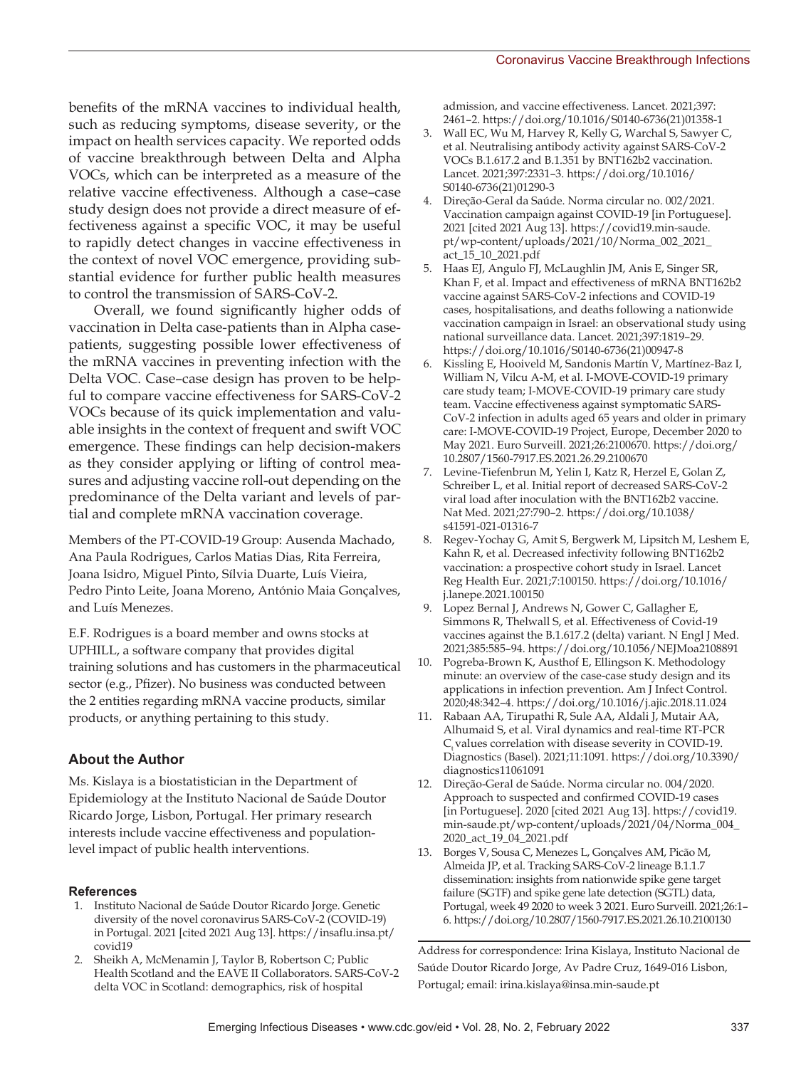benefits of the mRNA vaccines to individual health, such as reducing symptoms, disease severity, or the impact on health services capacity. We reported odds of vaccine breakthrough between Delta and Alpha VOCs, which can be interpreted as a measure of the relative vaccine effectiveness. Although a case–case study design does not provide a direct measure of effectiveness against a specific VOC, it may be useful to rapidly detect changes in vaccine effectiveness in the context of novel VOC emergence, providing substantial evidence for further public health measures to control the transmission of SARS-CoV-2.

Overall, we found significantly higher odds of vaccination in Delta case-patients than in Alpha case-patients, suggesting possible lower effectiveness of the mRNA vaccines in preventing infection with the Delta VOC. Case–case design has proven to be helpful to compare vaccine effectiveness for SARS-CoV-2 VOCs because of its quick implementation and valuable insights in the context of frequent and swift VOC emergence. These findings can help decision-makers as they consider applying or lifting of control measures and adjusting vaccine roll-out depending on the predominance of the Delta variant and levels of partial and complete mRNA vaccination coverage.

Members of the PT-COVID-19 Group: Ausenda Machado, Ana Paula Rodrigues, Carlos Matias Dias, Rita Ferreira, Joana Isidro, Miguel Pinto, Sílvia Duarte, Luís Vieira, Pedro Pinto Leite, Joana Moreno, António Maia Gonçalves, and Luís Menezes.

E.F. Rodrigues is a board member and owns stocks at UPHILL, a software company that provides digital training solutions and has customers in the pharmaceutical sector (e.g., Pfizer). No business was conducted between the 2 entities regarding mRNA vaccine products, similar products, or anything pertaining to this study.

## About the Author

Ms. Kislaya is a biostatistician in the Department of Epidemiology at the Instituto Nacional de Saúde Doutor Ricardo Jorge, Lisbon, Portugal. Her primary research interests include vaccine effectiveness and population-level impact of public health interventions.

## References

1. Instituto Nacional de Saúde Doutor Ricardo Jorge. Genetic diversity of the novel coronavirus SARS-CoV-2 (COVID-19) in Portugal. 2021 [cited 2021 Aug 13]. https://insaflu.insa.pt/covid19
2. Sheikh A, McMenamin J, Taylor B, Robertson C; Public Health Scotland and the EAVE II Collaborators. SARS-CoV-2 delta VOC in Scotland: demographics, risk of hospital admission, and vaccine effectiveness. Lancet. 2021;397:2461–2. https://doi.org/10.1016/S0140-6736(21)01358-1
3. Wall EC, Wu M, Harvey R, Kelly G, Warchal S, Sawyer C, et al. Neutralising antibody activity against SARS-CoV-2 VOCs B.1.617.2 and B.1.351 by BNT162b2 vaccination. Lancet. 2021;397:2331–3. https://doi.org/10.1016/S0140-6736(21)01290-3
4. Direção-Geral da Saúde. Norma circular no. 002/2021. Vaccination campaign against COVID-19 [in Portuguese]. 2021 [cited 2021 Aug 13]. https://covid19.min-saude.pt/wp-content/uploads/2021/10/Norma_002_2021_act_15_10_2021.pdf
5. Haas EJ, Angulo FJ, McLaughlin JM, Anis E, Singer SR, Khan F, et al. Impact and effectiveness of mRNA BNT162b2 vaccine against SARS-CoV-2 infections and COVID-19 cases, hospitalisations, and deaths following a nationwide vaccination campaign in Israel: an observational study using national surveillance data. Lancet. 2021;397:1819–29. https://doi.org/10.1016/S0140-6736(21)00947-8
6. Kissling E, Hooiveld M, Sandonis Martín V, Martínez-Baz I, William N, Vilcu A-M, et al. I-MOVE-COVID-19 primary care study team; I-MOVE-COVID-19 primary care study team. Vaccine effectiveness against symptomatic SARS-CoV-2 infection in adults aged 65 years and older in primary care: I-MOVE-COVID-19 Project, Europe, December 2020 to May 2021. Euro Surveill. 2021;26:2100670. https://doi.org/10.2807/1560-7917.ES.2021.26.29.2100670
7. Levine-Tiefenbrun M, Yelin I, Katz R, Herzel E, Golan Z, Schreiber L, et al. Initial report of decreased SARS-CoV-2 viral load after inoculation with the BNT162b2 vaccine. Nat Med. 2021;27:790–2. https://doi.org/10.1038/s41591-021-01316-7
8. Regev-Yochay G, Amit S, Bergwerk M, Lipsitch M, Leshem E, Kahn R, et al. Decreased infectivity following BNT162b2 vaccination: a prospective cohort study in Israel. Lancet Reg Health Eur. 2021;7:100150. https://doi.org/10.1016/j.lanepe.2021.100150
9. Lopez Bernal J, Andrews N, Gower C, Gallagher E, Simmons R, Thelwall S, et al. Effectiveness of Covid-19 vaccines against the B.1.617.2 (delta) variant. N Engl J Med. 2021;385:585–94. https://doi.org/10.1056/NEJMoa2108891
10. Pogreba-Brown K, Austhof E, Ellingson K. Methodology minute: an overview of the case-case study design and its applications in infection prevention. Am J Infect Control. 2020;48:342–4. https://doi.org/10.1016/j.ajic.2018.11.024
11. Rabaan AA, Tirupathi R, Sule AA, Aldali J, Mutair AA, Alhumaid S, et al. Viral dynamics and real-time RT-PCR $C_t$ values correlation with disease severity in COVID-19. Diagnostics (Basel). 2021;11:1091. https://doi.org/10.3390/diagnostics11061091
12. Direção-Geral de Saúde. Norma circular no. 004/2020. Approach to suspected and confirmed COVID-19 cases [in Portuguese]. 2020 [cited 2021 Aug 13]. https://covid19.min-saude.pt/wp-content/uploads/2021/04/Norma_004_2020_act_19_04_2021.pdf
13. Borges V, Sousa C, Menezes L, Gonçalves AM, Picão M, Almeida JP, et al. Tracking SARS-CoV-2 lineage B.1.1.7 dissemination: insights from nationwide spike gene target failure (SGTF) and spike gene late detection (SGTL) data, Portugal, week 49 2020 to week 3 2021. Euro Surveill. 2021;26:1–6. https://doi.org/10.2807/1560-7917.ES.2021.26.10.2100130

Address for correspondence: Irina Kislaya, Instituto Nacional de Saúde Doutor Ricardo Jorge, Av Padre Cruz, 1649-016 Lisbon, Portugal; email: irina.kislaya@insa.min-saude.pt